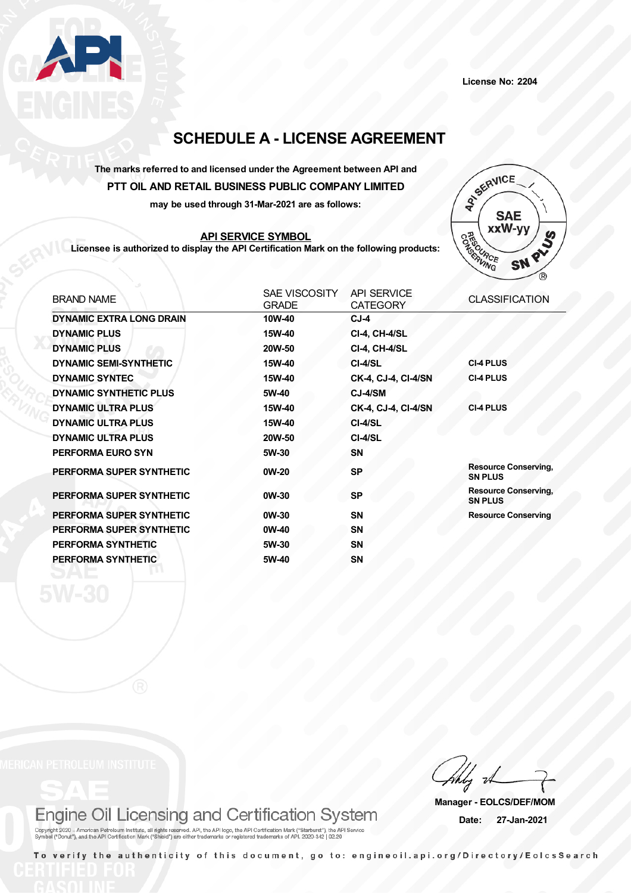License No: 2204

# SCHEDULE A - LICENSE AGREEMENT

**The marks referred to and licensed under the Agreement between API and**

**PTT OIL AND RETAIL BUSINESS PUBLIC COMPANY LIMITED**

**may be used through 31-Mar-2021 are as follows:**

**API SERVICE SYMBOL**

**Licensee is authorized to display the API Certification Mark on the following products:**

| BRAND NAME | SAE VISCOSITY GRADE | API SERVICE CATEGORY | CLASSIFICATION |
|---|---|---|---|
| **DYNAMIC EXTRA LONG DRAIN** | **10W-40** | **CJ-4** | |
| **DYNAMIC PLUS** | **15W-40** | **CI-4, CH-4/SL** | |
| **DYNAMIC PLUS** | **20W-50** | **CI-4, CH-4/SL** | |
| **DYNAMIC SEMI-SYNTHETIC** | **15W-40** | **CI-4/SL** | **CI-4 PLUS** |
| **DYNAMIC SYNTEC** | **15W-40** | **CK-4, CJ-4, CI-4/SN** | **CI-4 PLUS** |
| **DYNAMIC SYNTHETIC PLUS** | **5W-40** | **CJ-4/SM** | |
| **DYNAMIC ULTRA PLUS** | **15W-40** | **CK-4, CJ-4, CI-4/SN** | **CI-4 PLUS** |
| **DYNAMIC ULTRA PLUS** | **15W-40** | **CI-4/SL** | |
| **DYNAMIC ULTRA PLUS** | **20W-50** | **CI-4/SL** | |
| **PERFORMA EURO SYN** | **5W-30** | **SN** | |
| **PERFORMA SUPER SYNTHETIC** | **0W-20** | **SP** | **Resource Conserving, SN PLUS** |
| **PERFORMA SUPER SYNTHETIC** | **0W-30** | **SP** | **Resource Conserving, SN PLUS** |
| **PERFORMA SUPER SYNTHETIC** | **0W-30** | **SN** | **Resource Conserving** |
| **PERFORMA SUPER SYNTHETIC** | **0W-40** | **SN** | |
| **PERFORMA SYNTHETIC** | **5W-30** | **SN** | |
| **PERFORMA SYNTHETIC** | **5W-40** | **SN** | |

**Manager - EOLCS/DEF/MOM**

**Date: 27-Jan-2021**

Engine Oil Licensing and Certification System

Copyright 2020 – American Petroleum Institute, all rights reserved. API, the API logo, the API Certification Mark ("Starburst"), the API Service Symbol ("Donut"), and the API Certification Mark ("Shield") are either trademarks or registered trademarks of API. 2020-342 | 02.20

To verify the authenticity of this document, go to: engineoil.api.org/Directory/EolcsSearch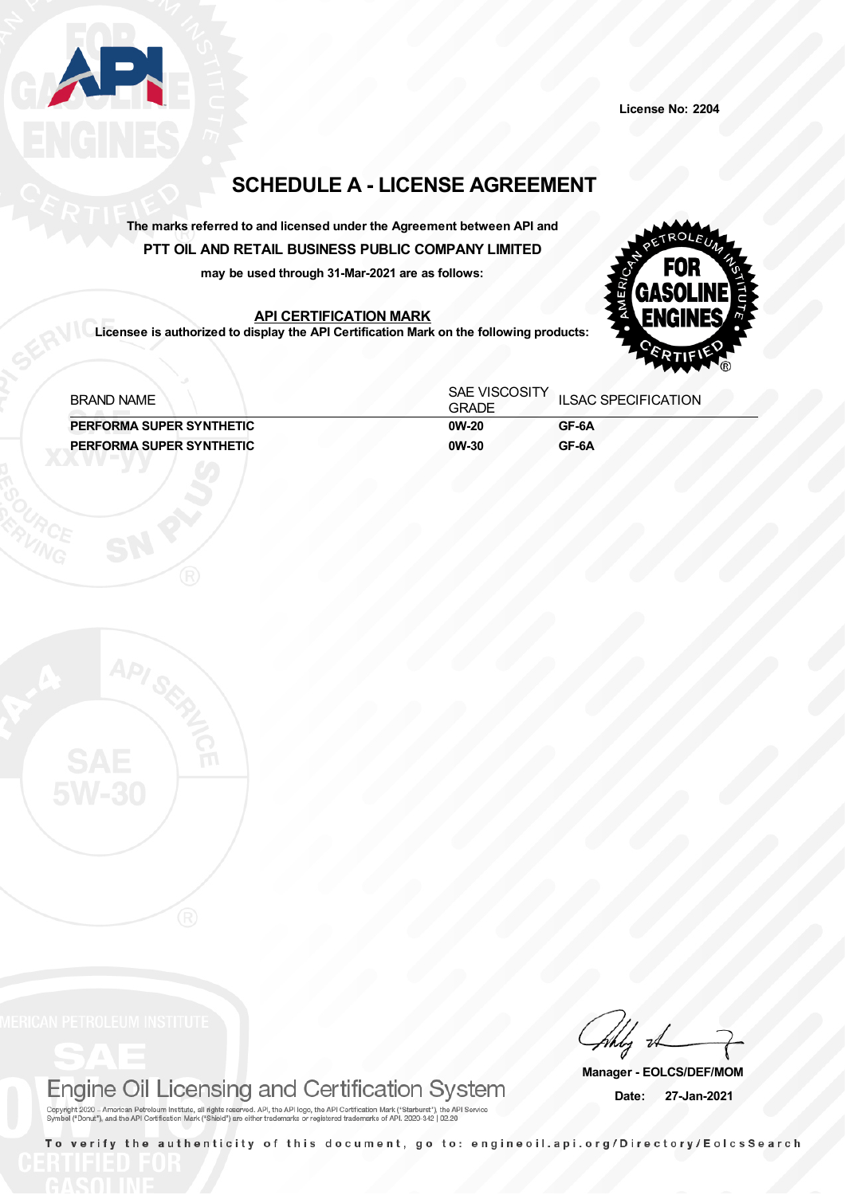License No: 2204

# SCHEDULE A - LICENSE AGREEMENT

**The marks referred to and licensed under the Agreement between API and**

**PTT OIL AND RETAIL BUSINESS PUBLIC COMPANY LIMITED**

**may be used through 31-Mar-2021 are as follows:**

## API CERTIFICATION MARK

**Licensee is authorized to display the API Certification Mark on the following products:**

| BRAND NAME | SAE VISCOSITY GRADE | ILSAC SPECIFICATION |
|---|---|---|
| **PERFORMA SUPER SYNTHETIC** | **0W-20** | **GF-6A** |
| **PERFORMA SUPER SYNTHETIC** | **0W-30** | **GF-6A** |

**Manager - EOLCS/DEF/MOM**

**Date: 27-Jan-2021**

Engine Oil Licensing and Certification System

Copyright 2020 – American Petroleum Institute, all rights reserved. API, the API logo, the API Certification Mark ("Starburst"), the API Service Symbol ("Donut"), and the API Certification Mark ("Shield") are either trademarks or registered trademarks of API. 2020-342 | 02.20

To verify the authenticity of this document, go to: engineoil.api.org/Directory/EolcsSearch